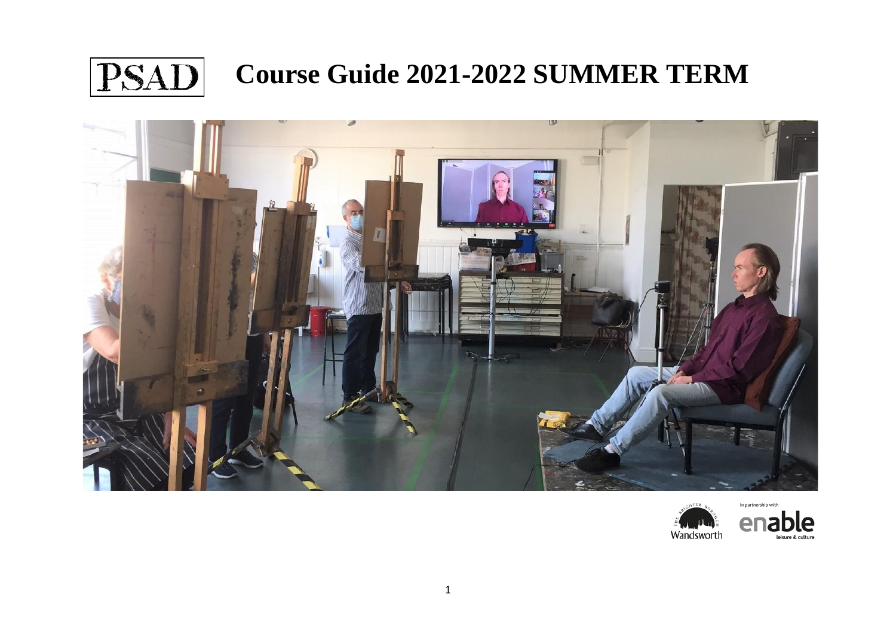# PSAD Course Guide 2021-2022 SUMMER TERM

Wandsworth

in partnership with enable leisure & culture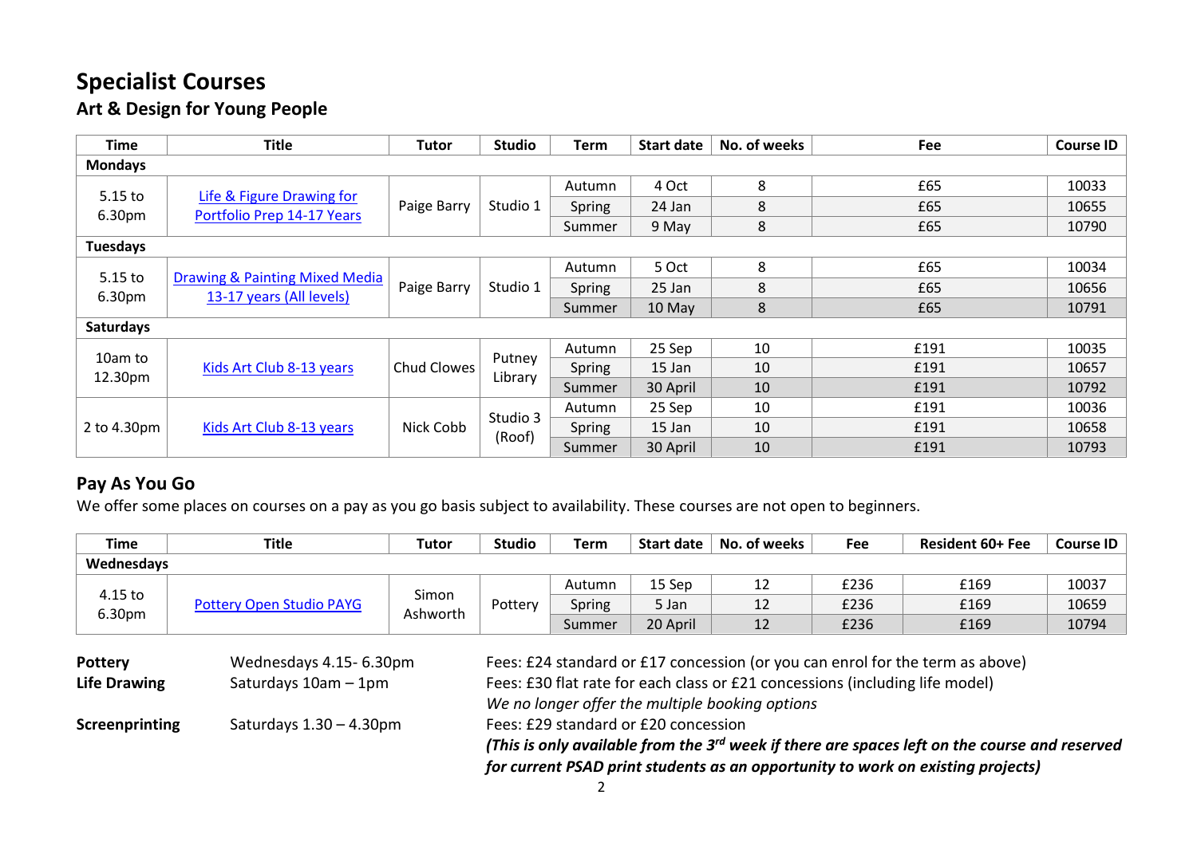# Specialist Courses

## Art & Design for Young People

| Time | Title | Tutor | Studio | Term | Start date | No. of weeks | Fee | Course ID |
|---|---|---|---|---|---|---|---|---|
| **Mondays** | | | | | | | | |
| 5.15 to 6.30pm | Life & Figure Drawing for Portfolio Prep 14-17 Years | Paige Barry | Studio 1 | Autumn | 4 Oct | 8 | £65 | 10033 |
| | | | | Spring | 24 Jan | 8 | £65 | 10655 |
| | | | | Summer | 9 May | 8 | £65 | 10790 |
| **Tuesdays** | | | | | | | | |
| 5.15 to 6.30pm | Drawing & Painting Mixed Media 13-17 years (All levels) | Paige Barry | Studio 1 | Autumn | 5 Oct | 8 | £65 | 10034 |
| | | | | Spring | 25 Jan | 8 | £65 | 10656 |
| | | | | Summer | 10 May | 8 | £65 | 10791 |
| **Saturdays** | | | | | | | | |
| 10am to 12.30pm | Kids Art Club 8-13 years | Chud Clowes | Putney Library | Autumn | 25 Sep | 10 | £191 | 10035 |
| | | | | Spring | 15 Jan | 10 | £191 | 10657 |
| | | | | Summer | 30 April | 10 | £191 | 10792 |
| 2 to 4.30pm | Kids Art Club 8-13 years | Nick Cobb | Studio 3 (Roof) | Autumn | 25 Sep | 10 | £191 | 10036 |
| | | | | Spring | 15 Jan | 10 | £191 | 10658 |
| | | | | Summer | 30 April | 10 | £191 | 10793 |

## Pay As You Go

We offer some places on courses on a pay as you go basis subject to availability. These courses are not open to beginners.

| Time | Title | Tutor | Studio | Term | Start date | No. of weeks | Fee | Resident 60+ Fee | Course ID |
|---|---|---|---|---|---|---|---|---|---|
| **Wednesdays** | | | | | | | | | |
| 4.15 to 6.30pm | Pottery Open Studio PAYG | Simon Ashworth | Pottery | Autumn | 15 Sep | 12 | £236 | £169 | 10037 |
| | | | | Spring | 5 Jan | 12 | £236 | £169 | 10659 |
| | | | | Summer | 20 April | 12 | £236 | £169 | 10794 |

**Pottery** — Wednesdays 4.15- 6.30pm — Fees: £24 standard or £17 concession (or you can enrol for the term as above)

**Life Drawing** — Saturdays 10am – 1pm — Fees: £30 flat rate for each class or £21 concessions (including life model)
*We no longer offer the multiple booking options*

**Screenprinting** — Saturdays 1.30 – 4.30pm — Fees: £29 standard or £20 concession
***(This is only available from the 3rd week if there are spaces left on the course and reserved for current PSAD print students as an opportunity to work on existing projects)***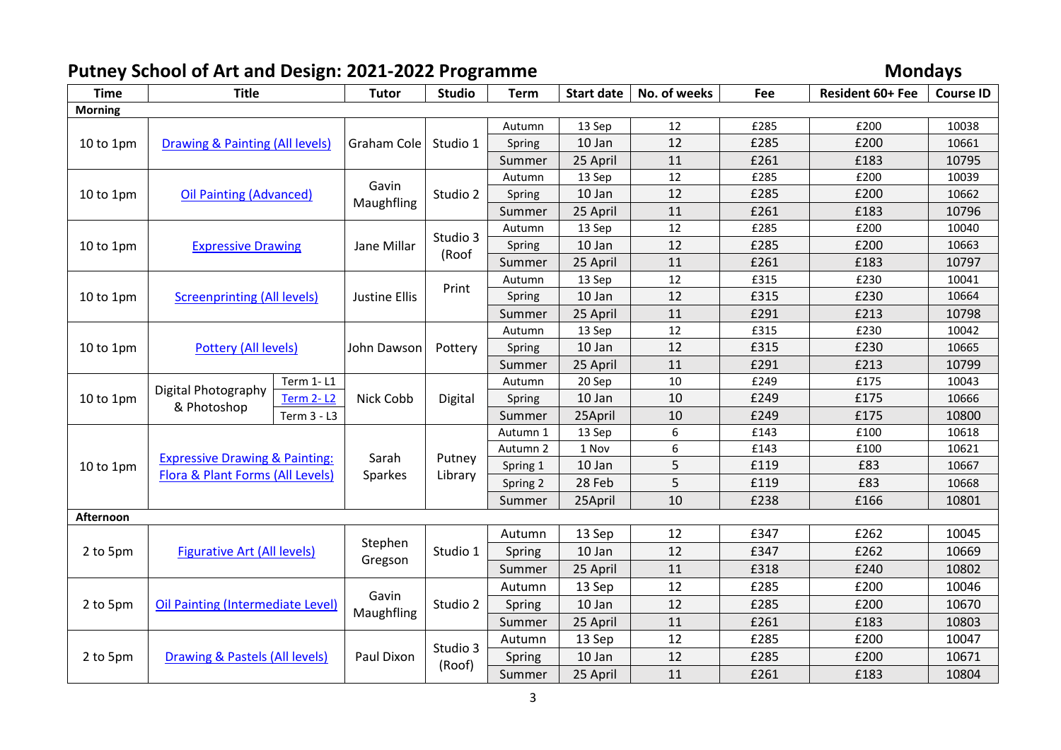# Putney School of Art and Design: 2021-2022 Programme

## Mondays

| Time | Title | | Tutor | Studio | Term | Start date | No. of weeks | Fee | Resident 60+ Fee | Course ID |
|---|---|---|---|---|---|---|---|---|---|---|
| **Morning** | | | | | | | | | | |
| 10 to 1pm | Drawing & Painting (All levels) | | Graham Cole | Studio 1 | Autumn | 13 Sep | 12 | £285 | £200 | 10038 |
| | | | | | Spring | 10 Jan | 12 | £285 | £200 | 10661 |
| | | | | | Summer | 25 April | 11 | £261 | £183 | 10795 |
| 10 to 1pm | Oil Painting (Advanced) | | Gavin Maughfling | Studio 2 | Autumn | 13 Sep | 12 | £285 | £200 | 10039 |
| | | | | | Spring | 10 Jan | 12 | £285 | £200 | 10662 |
| | | | | | Summer | 25 April | 11 | £261 | £183 | 10796 |
| 10 to 1pm | Expressive Drawing | | Jane Millar | Studio 3 (Roof | Autumn | 13 Sep | 12 | £285 | £200 | 10040 |
| | | | | | Spring | 10 Jan | 12 | £285 | £200 | 10663 |
| | | | | | Summer | 25 April | 11 | £261 | £183 | 10797 |
| 10 to 1pm | Screenprinting (All levels) | | Justine Ellis | Print | Autumn | 13 Sep | 12 | £315 | £230 | 10041 |
| | | | | | Spring | 10 Jan | 12 | £315 | £230 | 10664 |
| | | | | | Summer | 25 April | 11 | £291 | £213 | 10798 |
| 10 to 1pm | Pottery (All levels) | | John Dawson | Pottery | Autumn | 13 Sep | 12 | £315 | £230 | 10042 |
| | | | | | Spring | 10 Jan | 12 | £315 | £230 | 10665 |
| | | | | | Summer | 25 April | 11 | £291 | £213 | 10799 |
| 10 to 1pm | Digital Photography & Photoshop | Term 1- L1 | Nick Cobb | Digital | Autumn | 20 Sep | 10 | £249 | £175 | 10043 |
| | | Term 2- L2 | | | Spring | 10 Jan | 10 | £249 | £175 | 10666 |
| | | Term 3 - L3 | | | Summer | 25April | 10 | £249 | £175 | 10800 |
| 10 to 1pm | Expressive Drawing & Painting: Flora & Plant Forms (All Levels) | | Sarah Sparkes | Putney Library | Autumn 1 | 13 Sep | 6 | £143 | £100 | 10618 |
| | | | | | Autumn 2 | 1 Nov | 6 | £143 | £100 | 10621 |
| | | | | | Spring 1 | 10 Jan | 5 | £119 | £83 | 10667 |
| | | | | | Spring 2 | 28 Feb | 5 | £119 | £83 | 10668 |
| | | | | | Summer | 25April | 10 | £238 | £166 | 10801 |
| **Afternoon** | | | | | | | | | | |
| 2 to 5pm | Figurative Art (All levels) | | Stephen Gregson | Studio 1 | Autumn | 13 Sep | 12 | £347 | £262 | 10045 |
| | | | | | Spring | 10 Jan | 12 | £347 | £262 | 10669 |
| | | | | | Summer | 25 April | 11 | £318 | £240 | 10802 |
| 2 to 5pm | Oil Painting (Intermediate Level) | | Gavin Maughfling | Studio 2 | Autumn | 13 Sep | 12 | £285 | £200 | 10046 |
| | | | | | Spring | 10 Jan | 12 | £285 | £200 | 10670 |
| | | | | | Summer | 25 April | 11 | £261 | £183 | 10803 |
| 2 to 5pm | Drawing & Pastels (All levels) | | Paul Dixon | Studio 3 (Roof) | Autumn | 13 Sep | 12 | £285 | £200 | 10047 |
| | | | | | Spring | 10 Jan | 12 | £285 | £200 | 10671 |
| | | | | | Summer | 25 April | 11 | £261 | £183 | 10804 |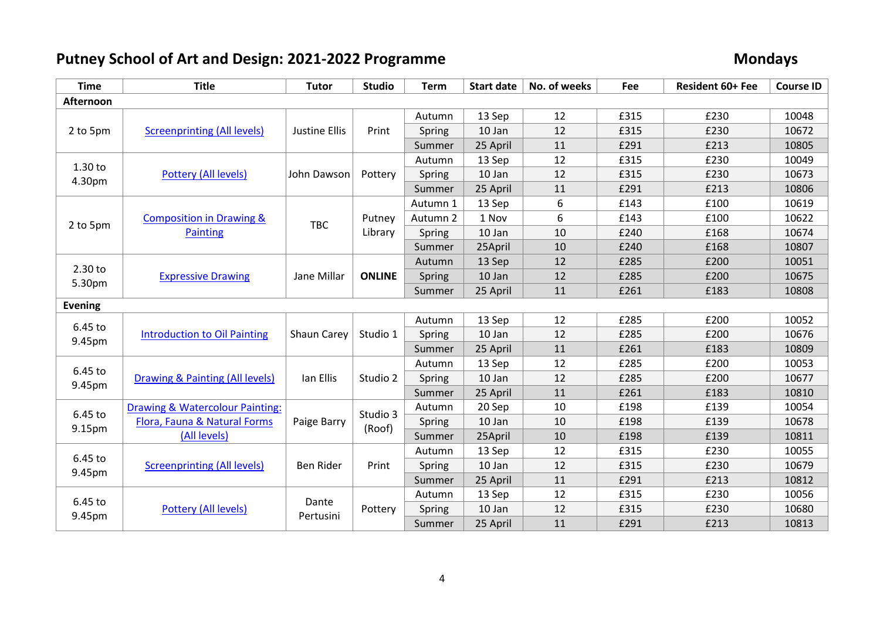# Putney School of Art and Design: 2021-2022 Programme

## Mondays

| Time | Title | Tutor | Studio | Term | Start date | No. of weeks | Fee | Resident 60+ Fee | Course ID |
|---|---|---|---|---|---|---|---|---|---|
| **Afternoon** | | | | | | | | | |
| 2 to 5pm | Screenprinting (All levels) | Justine Ellis | Print | Autumn | 13 Sep | 12 | £315 | £230 | 10048 |
| | | | | Spring | 10 Jan | 12 | £315 | £230 | 10672 |
| | | | | Summer | 25 April | 11 | £291 | £213 | 10805 |
| 1.30 to 4.30pm | Pottery (All levels) | John Dawson | Pottery | Autumn | 13 Sep | 12 | £315 | £230 | 10049 |
| | | | | Spring | 10 Jan | 12 | £315 | £230 | 10673 |
| | | | | Summer | 25 April | 11 | £291 | £213 | 10806 |
| 2 to 5pm | Composition in Drawing & Painting | TBC | Putney Library | Autumn 1 | 13 Sep | 6 | £143 | £100 | 10619 |
| | | | | Autumn 2 | 1 Nov | 6 | £143 | £100 | 10622 |
| | | | | Spring | 10 Jan | 10 | £240 | £168 | 10674 |
| | | | | Summer | 25April | 10 | £240 | £168 | 10807 |
| 2.30 to 5.30pm | Expressive Drawing | Jane Millar | **ONLINE** | Autumn | 13 Sep | 12 | £285 | £200 | 10051 |
| | | | | Spring | 10 Jan | 12 | £285 | £200 | 10675 |
| | | | | Summer | 25 April | 11 | £261 | £183 | 10808 |
| **Evening** | | | | | | | | | |
| 6.45 to 9.45pm | Introduction to Oil Painting | Shaun Carey | Studio 1 | Autumn | 13 Sep | 12 | £285 | £200 | 10052 |
| | | | | Spring | 10 Jan | 12 | £285 | £200 | 10676 |
| | | | | Summer | 25 April | 11 | £261 | £183 | 10809 |
| 6.45 to 9.45pm | Drawing & Painting (All levels) | Ian Ellis | Studio 2 | Autumn | 13 Sep | 12 | £285 | £200 | 10053 |
| | | | | Spring | 10 Jan | 12 | £285 | £200 | 10677 |
| | | | | Summer | 25 April | 11 | £261 | £183 | 10810 |
| 6.45 to 9.15pm | Drawing & Watercolour Painting: Flora, Fauna & Natural Forms (All levels) | Paige Barry | Studio 3 (Roof) | Autumn | 20 Sep | 10 | £198 | £139 | 10054 |
| | | | | Spring | 10 Jan | 10 | £198 | £139 | 10678 |
| | | | | Summer | 25April | 10 | £198 | £139 | 10811 |
| 6.45 to 9.45pm | Screenprinting (All levels) | Ben Rider | Print | Autumn | 13 Sep | 12 | £315 | £230 | 10055 |
| | | | | Spring | 10 Jan | 12 | £315 | £230 | 10679 |
| | | | | Summer | 25 April | 11 | £291 | £213 | 10812 |
| 6.45 to 9.45pm | Pottery (All levels) | Dante Pertusini | Pottery | Autumn | 13 Sep | 12 | £315 | £230 | 10056 |
| | | | | Spring | 10 Jan | 12 | £315 | £230 | 10680 |
| | | | | Summer | 25 April | 11 | £291 | £213 | 10813 |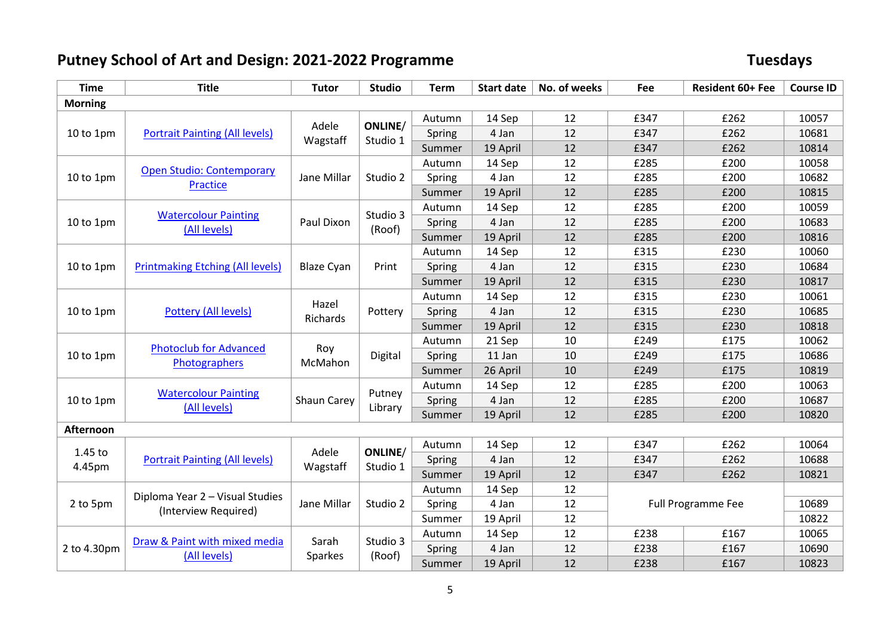# Putney School of Art and Design: 2021-2022 Programme

## Tuesdays

| Time | Title | Tutor | Studio | Term | Start date | No. of weeks | Fee | Resident 60+ Fee | Course ID |
|---|---|---|---|---|---|---|---|---|---|
| **Morning** | | | | | | | | | |
| 10 to 1pm | Portrait Painting (All levels) | Adele Wagstaff | **ONLINE/** Studio 1 | Autumn | 14 Sep | 12 | £347 | £262 | 10057 |
| | | | | Spring | 4 Jan | 12 | £347 | £262 | 10681 |
| | | | | Summer | 19 April | 12 | £347 | £262 | 10814 |
| 10 to 1pm | Open Studio: Contemporary Practice | Jane Millar | Studio 2 | Autumn | 14 Sep | 12 | £285 | £200 | 10058 |
| | | | | Spring | 4 Jan | 12 | £285 | £200 | 10682 |
| | | | | Summer | 19 April | 12 | £285 | £200 | 10815 |
| 10 to 1pm | Watercolour Painting (All levels) | Paul Dixon | Studio 3 (Roof) | Autumn | 14 Sep | 12 | £285 | £200 | 10059 |
| | | | | Spring | 4 Jan | 12 | £285 | £200 | 10683 |
| | | | | Summer | 19 April | 12 | £285 | £200 | 10816 |
| 10 to 1pm | Printmaking Etching (All levels) | Blaze Cyan | Print | Autumn | 14 Sep | 12 | £315 | £230 | 10060 |
| | | | | Spring | 4 Jan | 12 | £315 | £230 | 10684 |
| | | | | Summer | 19 April | 12 | £315 | £230 | 10817 |
| 10 to 1pm | Pottery (All levels) | Hazel Richards | Pottery | Autumn | 14 Sep | 12 | £315 | £230 | 10061 |
| | | | | Spring | 4 Jan | 12 | £315 | £230 | 10685 |
| | | | | Summer | 19 April | 12 | £315 | £230 | 10818 |
| 10 to 1pm | Photoclub for Advanced Photographers | Roy McMahon | Digital | Autumn | 21 Sep | 10 | £249 | £175 | 10062 |
| | | | | Spring | 11 Jan | 10 | £249 | £175 | 10686 |
| | | | | Summer | 26 April | 10 | £249 | £175 | 10819 |
| 10 to 1pm | Watercolour Painting (All levels) | Shaun Carey | Putney Library | Autumn | 14 Sep | 12 | £285 | £200 | 10063 |
| | | | | Spring | 4 Jan | 12 | £285 | £200 | 10687 |
| | | | | Summer | 19 April | 12 | £285 | £200 | 10820 |
| **Afternoon** | | | | | | | | | |
| 1.45 to 4.45pm | Portrait Painting (All levels) | Adele Wagstaff | **ONLINE/** Studio 1 | Autumn | 14 Sep | 12 | £347 | £262 | 10064 |
| | | | | Spring | 4 Jan | 12 | £347 | £262 | 10688 |
| | | | | Summer | 19 April | 12 | £347 | £262 | 10821 |
| 2 to 5pm | Diploma Year 2 – Visual Studies (Interview Required) | Jane Millar | Studio 2 | Autumn | 14 Sep | 12 | Full Programme Fee | | |
| | | | | Spring | 4 Jan | 12 | | | 10689 |
| | | | | Summer | 19 April | 12 | | | 10822 |
| 2 to 4.30pm | Draw & Paint with mixed media (All levels) | Sarah Sparkes | Studio 3 (Roof) | Autumn | 14 Sep | 12 | £238 | £167 | 10065 |
| | | | | Spring | 4 Jan | 12 | £238 | £167 | 10690 |
| | | | | Summer | 19 April | 12 | £238 | £167 | 10823 |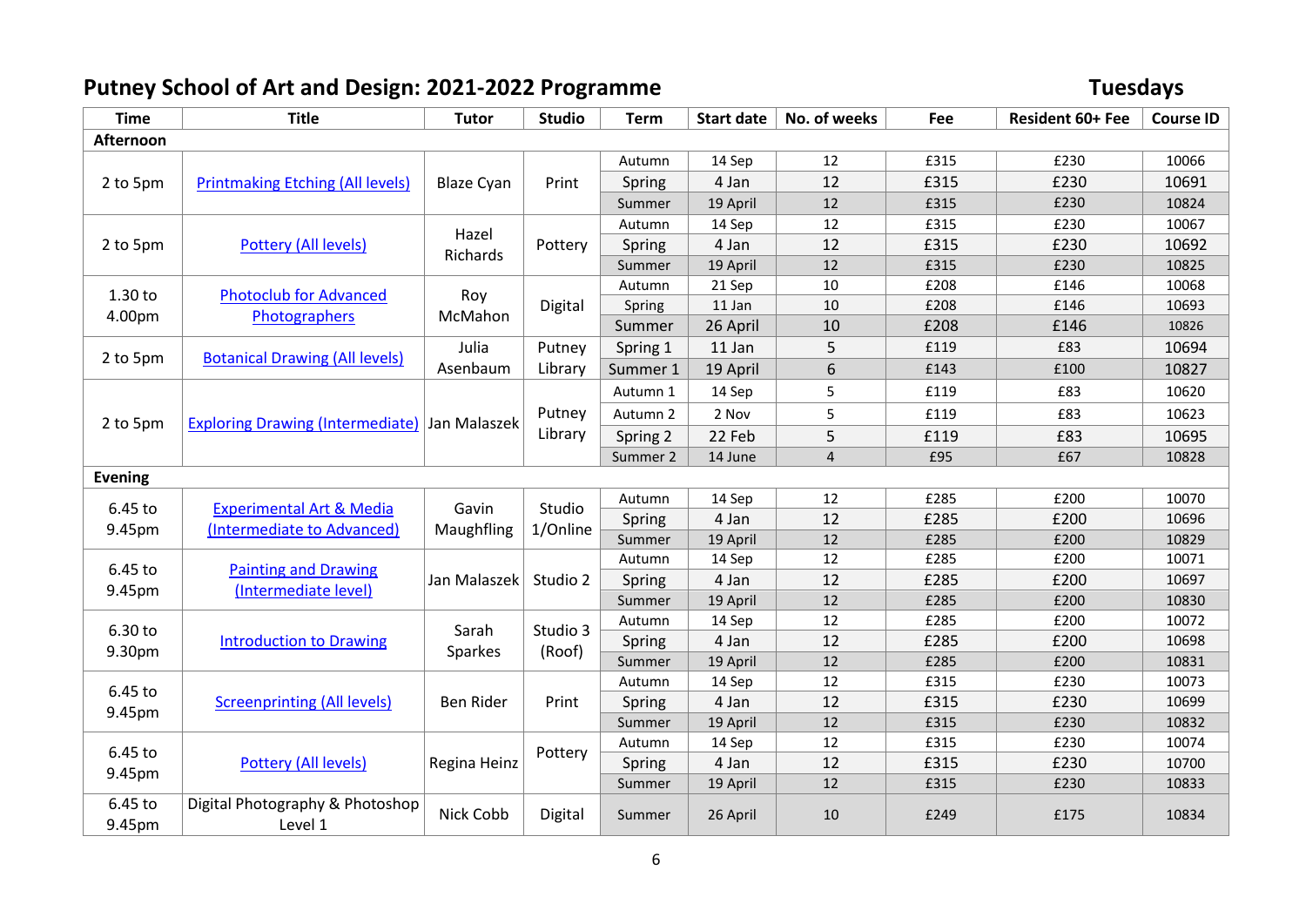# Putney School of Art and Design: 2021-2022 Programme

**Tuesdays**

| Time | Title | Tutor | Studio | Term | Start date | No. of weeks | Fee | Resident 60+ Fee | Course ID |
|---|---|---|---|---|---|---|---|---|---|
| **Afternoon** | | | | | | | | | |
| 2 to 5pm | Printmaking Etching (All levels) | Blaze Cyan | Print | Autumn | 14 Sep | 12 | £315 | £230 | 10066 |
| | | | | Spring | 4 Jan | 12 | £315 | £230 | 10691 |
| | | | | Summer | 19 April | 12 | £315 | £230 | 10824 |
| 2 to 5pm | Pottery (All levels) | Hazel Richards | Pottery | Autumn | 14 Sep | 12 | £315 | £230 | 10067 |
| | | | | Spring | 4 Jan | 12 | £315 | £230 | 10692 |
| | | | | Summer | 19 April | 12 | £315 | £230 | 10825 |
| 1.30 to 4.00pm | Photoclub for Advanced Photographers | Roy McMahon | Digital | Autumn | 21 Sep | 10 | £208 | £146 | 10068 |
| | | | | Spring | 11 Jan | 10 | £208 | £146 | 10693 |
| | | | | Summer | 26 April | 10 | £208 | £146 | 10826 |
| 2 to 5pm | Botanical Drawing (All levels) | Julia Asenbaum | Putney Library | Spring 1 | 11 Jan | 5 | £119 | £83 | 10694 |
| | | | | Summer 1 | 19 April | 6 | £143 | £100 | 10827 |
| 2 to 5pm | Exploring Drawing (Intermediate) | Jan Malaszek | Putney Library | Autumn 1 | 14 Sep | 5 | £119 | £83 | 10620 |
| | | | | Autumn 2 | 2 Nov | 5 | £119 | £83 | 10623 |
| | | | | Spring 2 | 22 Feb | 5 | £119 | £83 | 10695 |
| | | | | Summer 2 | 14 June | 4 | £95 | £67 | 10828 |
| **Evening** | | | | | | | | | |
| 6.45 to 9.45pm | Experimental Art & Media (Intermediate to Advanced) | Gavin Maughfling | Studio 1/Online | Autumn | 14 Sep | 12 | £285 | £200 | 10070 |
| | | | | Spring | 4 Jan | 12 | £285 | £200 | 10696 |
| | | | | Summer | 19 April | 12 | £285 | £200 | 10829 |
| 6.45 to 9.45pm | Painting and Drawing (Intermediate level) | Jan Malaszek | Studio 2 | Autumn | 14 Sep | 12 | £285 | £200 | 10071 |
| | | | | Spring | 4 Jan | 12 | £285 | £200 | 10697 |
| | | | | Summer | 19 April | 12 | £285 | £200 | 10830 |
| 6.30 to 9.30pm | Introduction to Drawing | Sarah Sparkes | Studio 3 (Roof) | Autumn | 14 Sep | 12 | £285 | £200 | 10072 |
| | | | | Spring | 4 Jan | 12 | £285 | £200 | 10698 |
| | | | | Summer | 19 April | 12 | £285 | £200 | 10831 |
| 6.45 to 9.45pm | Screenprinting (All levels) | Ben Rider | Print | Autumn | 14 Sep | 12 | £315 | £230 | 10073 |
| | | | | Spring | 4 Jan | 12 | £315 | £230 | 10699 |
| | | | | Summer | 19 April | 12 | £315 | £230 | 10832 |
| 6.45 to 9.45pm | Pottery (All levels) | Regina Heinz | Pottery | Autumn | 14 Sep | 12 | £315 | £230 | 10074 |
| | | | | Spring | 4 Jan | 12 | £315 | £230 | 10700 |
| | | | | Summer | 19 April | 12 | £315 | £230 | 10833 |
| 6.45 to 9.45pm | Digital Photography & Photoshop Level 1 | Nick Cobb | Digital | Summer | 26 April | 10 | £249 | £175 | 10834 |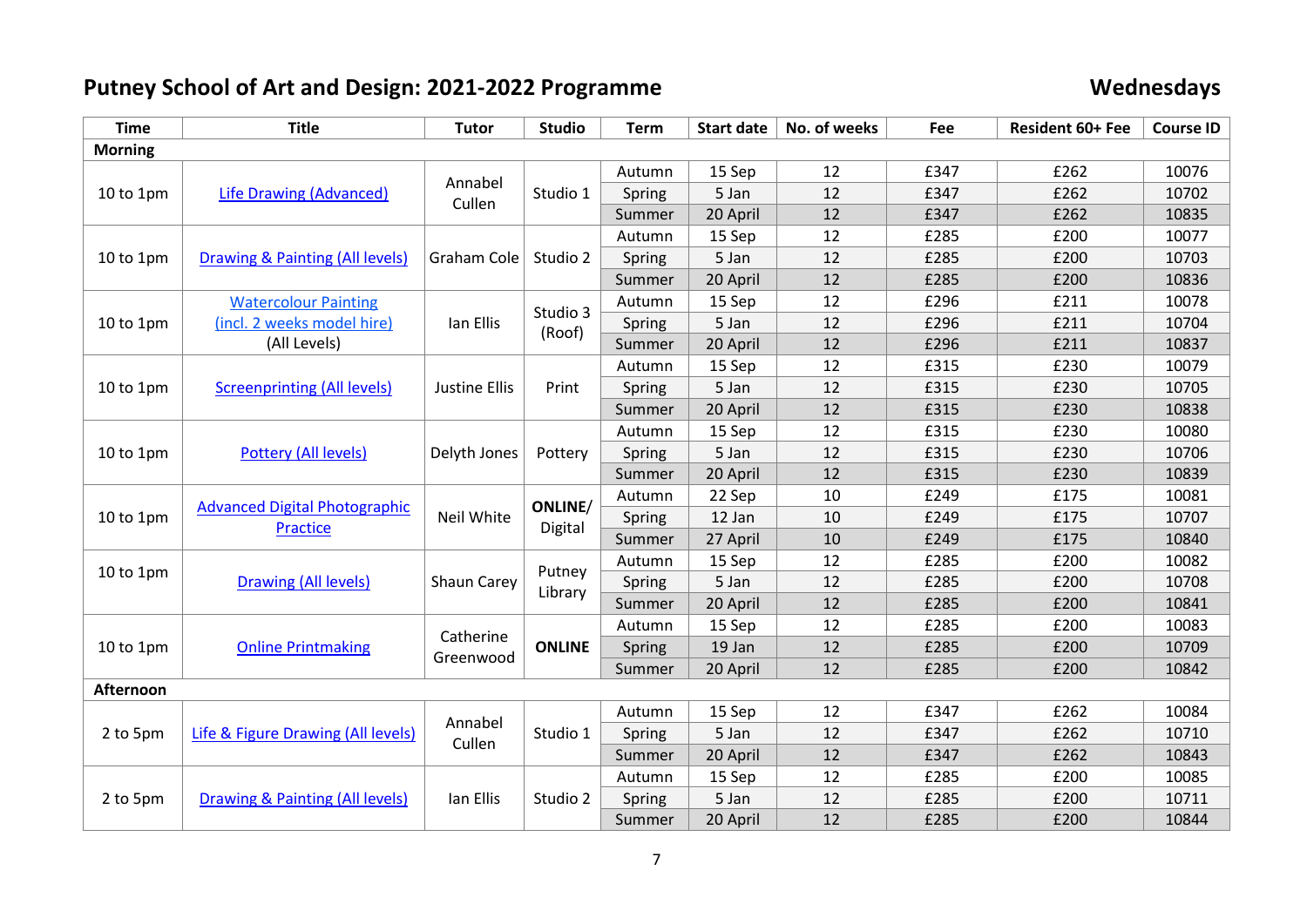# Putney School of Art and Design: 2021-2022 Programme

## Wednesdays

| Time | Title | Tutor | Studio | Term | Start date | No. of weeks | Fee | Resident 60+ Fee | Course ID |
|---|---|---|---|---|---|---|---|---|---|
| **Morning** | | | | | | | | | |
| 10 to 1pm | Life Drawing (Advanced) | Annabel Cullen | Studio 1 | Autumn | 15 Sep | 12 | £347 | £262 | 10076 |
| | | | | Spring | 5 Jan | 12 | £347 | £262 | 10702 |
| | | | | Summer | 20 April | 12 | £347 | £262 | 10835 |
| 10 to 1pm | Drawing & Painting (All levels) | Graham Cole | Studio 2 | Autumn | 15 Sep | 12 | £285 | £200 | 10077 |
| | | | | Spring | 5 Jan | 12 | £285 | £200 | 10703 |
| | | | | Summer | 20 April | 12 | £285 | £200 | 10836 |
| 10 to 1pm | Watercolour Painting (incl. 2 weeks model hire) (All Levels) | Ian Ellis | Studio 3 (Roof) | Autumn | 15 Sep | 12 | £296 | £211 | 10078 |
| | | | | Spring | 5 Jan | 12 | £296 | £211 | 10704 |
| | | | | Summer | 20 April | 12 | £296 | £211 | 10837 |
| 10 to 1pm | Screenprinting (All levels) | Justine Ellis | Print | Autumn | 15 Sep | 12 | £315 | £230 | 10079 |
| | | | | Spring | 5 Jan | 12 | £315 | £230 | 10705 |
| | | | | Summer | 20 April | 12 | £315 | £230 | 10838 |
| 10 to 1pm | Pottery (All levels) | Delyth Jones | Pottery | Autumn | 15 Sep | 12 | £315 | £230 | 10080 |
| | | | | Spring | 5 Jan | 12 | £315 | £230 | 10706 |
| | | | | Summer | 20 April | 12 | £315 | £230 | 10839 |
| 10 to 1pm | Advanced Digital Photographic Practice | Neil White | **ONLINE**/ Digital | Autumn | 22 Sep | 10 | £249 | £175 | 10081 |
| | | | | Spring | 12 Jan | 10 | £249 | £175 | 10707 |
| | | | | Summer | 27 April | 10 | £249 | £175 | 10840 |
| 10 to 1pm | Drawing (All levels) | Shaun Carey | Putney Library | Autumn | 15 Sep | 12 | £285 | £200 | 10082 |
| | | | | Spring | 5 Jan | 12 | £285 | £200 | 10708 |
| | | | | Summer | 20 April | 12 | £285 | £200 | 10841 |
| 10 to 1pm | Online Printmaking | Catherine Greenwood | **ONLINE** | Autumn | 15 Sep | 12 | £285 | £200 | 10083 |
| | | | | Spring | 19 Jan | 12 | £285 | £200 | 10709 |
| | | | | Summer | 20 April | 12 | £285 | £200 | 10842 |
| **Afternoon** | | | | | | | | | |
| 2 to 5pm | Life & Figure Drawing (All levels) | Annabel Cullen | Studio 1 | Autumn | 15 Sep | 12 | £347 | £262 | 10084 |
| | | | | Spring | 5 Jan | 12 | £347 | £262 | 10710 |
| | | | | Summer | 20 April | 12 | £347 | £262 | 10843 |
| 2 to 5pm | Drawing & Painting (All levels) | Ian Ellis | Studio 2 | Autumn | 15 Sep | 12 | £285 | £200 | 10085 |
| | | | | Spring | 5 Jan | 12 | £285 | £200 | 10711 |
| | | | | Summer | 20 April | 12 | £285 | £200 | 10844 |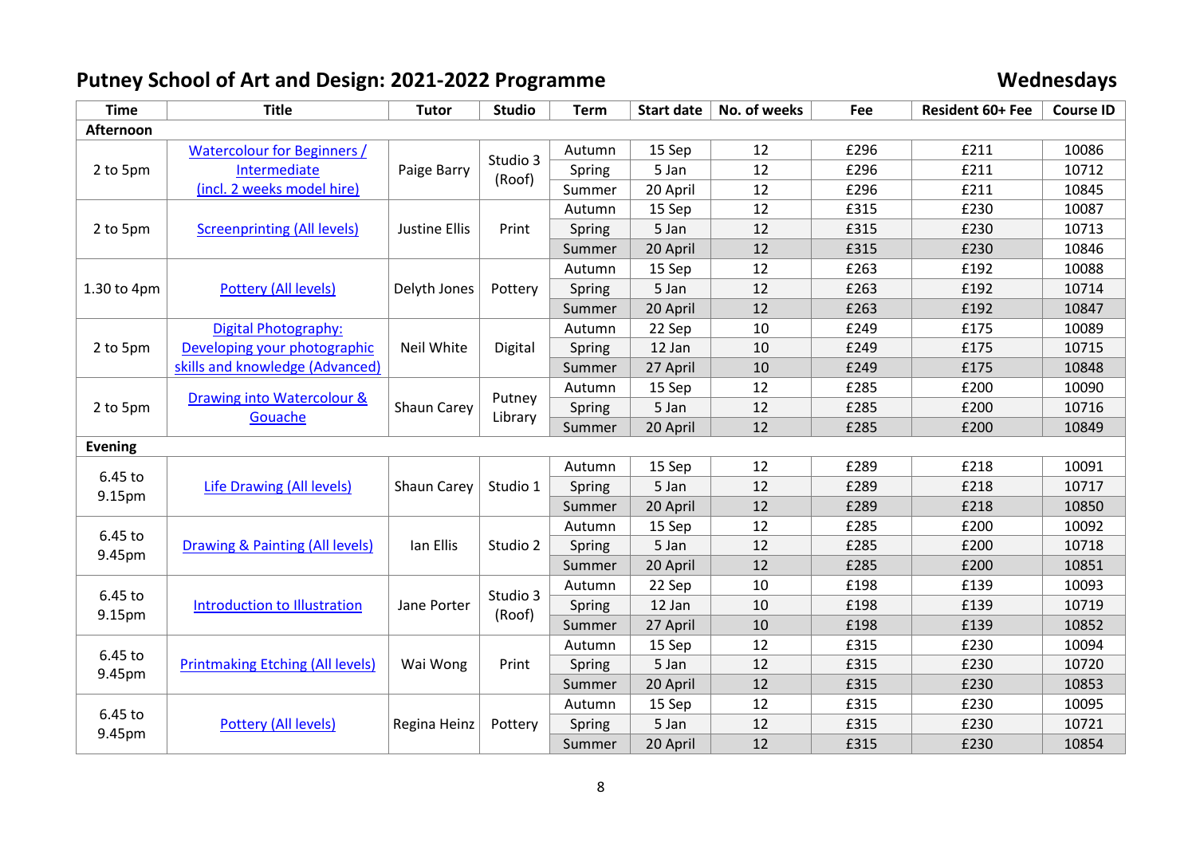# Putney School of Art and Design: 2021-2022 Programme

**Wednesdays**

| Time | Title | Tutor | Studio | Term | Start date | No. of weeks | Fee | Resident 60+ Fee | Course ID |
|---|---|---|---|---|---|---|---|---|---|
| **Afternoon** | | | | | | | | | |
| 2 to 5pm | Watercolour for Beginners / Intermediate (incl. 2 weeks model hire) | Paige Barry | Studio 3 (Roof) | Autumn | 15 Sep | 12 | £296 | £211 | 10086 |
| | | | | Spring | 5 Jan | 12 | £296 | £211 | 10712 |
| | | | | Summer | 20 April | 12 | £296 | £211 | 10845 |
| 2 to 5pm | Screenprinting (All levels) | Justine Ellis | Print | Autumn | 15 Sep | 12 | £315 | £230 | 10087 |
| | | | | Spring | 5 Jan | 12 | £315 | £230 | 10713 |
| | | | | Summer | 20 April | 12 | £315 | £230 | 10846 |
| 1.30 to 4pm | Pottery (All levels) | Delyth Jones | Pottery | Autumn | 15 Sep | 12 | £263 | £192 | 10088 |
| | | | | Spring | 5 Jan | 12 | £263 | £192 | 10714 |
| | | | | Summer | 20 April | 12 | £263 | £192 | 10847 |
| 2 to 5pm | Digital Photography: Developing your photographic skills and knowledge (Advanced) | Neil White | Digital | Autumn | 22 Sep | 10 | £249 | £175 | 10089 |
| | | | | Spring | 12 Jan | 10 | £249 | £175 | 10715 |
| | | | | Summer | 27 April | 10 | £249 | £175 | 10848 |
| 2 to 5pm | Drawing into Watercolour & Gouache | Shaun Carey | Putney Library | Autumn | 15 Sep | 12 | £285 | £200 | 10090 |
| | | | | Spring | 5 Jan | 12 | £285 | £200 | 10716 |
| | | | | Summer | 20 April | 12 | £285 | £200 | 10849 |
| **Evening** | | | | | | | | | |
| 6.45 to 9.15pm | Life Drawing (All levels) | Shaun Carey | Studio 1 | Autumn | 15 Sep | 12 | £289 | £218 | 10091 |
| | | | | Spring | 5 Jan | 12 | £289 | £218 | 10717 |
| | | | | Summer | 20 April | 12 | £289 | £218 | 10850 |
| 6.45 to 9.45pm | Drawing & Painting (All levels) | Ian Ellis | Studio 2 | Autumn | 15 Sep | 12 | £285 | £200 | 10092 |
| | | | | Spring | 5 Jan | 12 | £285 | £200 | 10718 |
| | | | | Summer | 20 April | 12 | £285 | £200 | 10851 |
| 6.45 to 9.15pm | Introduction to Illustration | Jane Porter | Studio 3 (Roof) | Autumn | 22 Sep | 10 | £198 | £139 | 10093 |
| | | | | Spring | 12 Jan | 10 | £198 | £139 | 10719 |
| | | | | Summer | 27 April | 10 | £198 | £139 | 10852 |
| 6.45 to 9.45pm | Printmaking Etching (All levels) | Wai Wong | Print | Autumn | 15 Sep | 12 | £315 | £230 | 10094 |
| | | | | Spring | 5 Jan | 12 | £315 | £230 | 10720 |
| | | | | Summer | 20 April | 12 | £315 | £230 | 10853 |
| 6.45 to 9.45pm | Pottery (All levels) | Regina Heinz | Pottery | Autumn | 15 Sep | 12 | £315 | £230 | 10095 |
| | | | | Spring | 5 Jan | 12 | £315 | £230 | 10721 |
| | | | | Summer | 20 April | 12 | £315 | £230 | 10854 |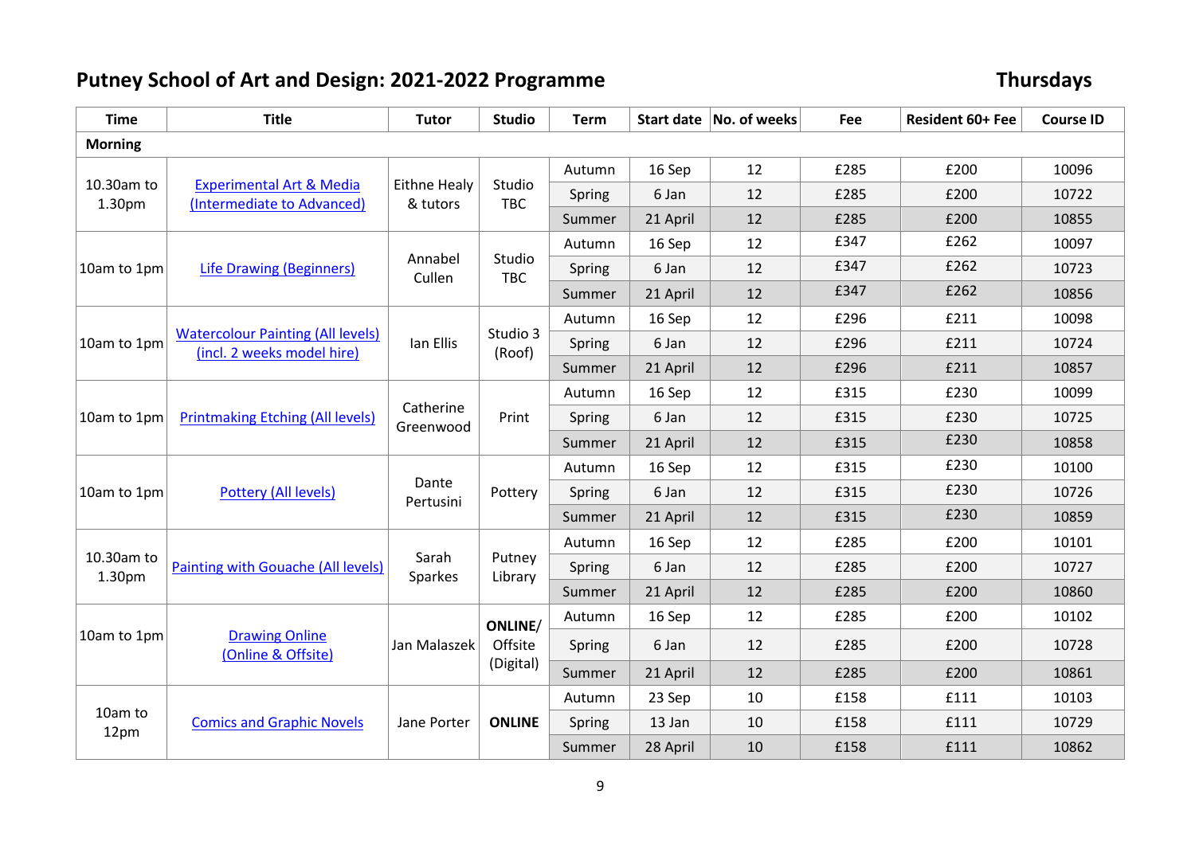# Putney School of Art and Design: 2021-2022 Programme

**Thursdays**

| Time | Title | Tutor | Studio | Term | Start date | No. of weeks | Fee | Resident 60+ Fee | Course ID |
|---|---|---|---|---|---|---|---|---|---|
| **Morning** | | | | | | | | | |
| 10.30am to 1.30pm | Experimental Art & Media (Intermediate to Advanced) | Eithne Healy & tutors | Studio TBC | Autumn | 16 Sep | 12 | £285 | £200 | 10096 |
| | | | | Spring | 6 Jan | 12 | £285 | £200 | 10722 |
| | | | | Summer | 21 April | 12 | £285 | £200 | 10855 |
| 10am to 1pm | Life Drawing (Beginners) | Annabel Cullen | Studio TBC | Autumn | 16 Sep | 12 | £347 | £262 | 10097 |
| | | | | Spring | 6 Jan | 12 | £347 | £262 | 10723 |
| | | | | Summer | 21 April | 12 | £347 | £262 | 10856 |
| 10am to 1pm | Watercolour Painting (All levels) (incl. 2 weeks model hire) | Ian Ellis | Studio 3 (Roof) | Autumn | 16 Sep | 12 | £296 | £211 | 10098 |
| | | | | Spring | 6 Jan | 12 | £296 | £211 | 10724 |
| | | | | Summer | 21 April | 12 | £296 | £211 | 10857 |
| 10am to 1pm | Printmaking Etching (All levels) | Catherine Greenwood | Print | Autumn | 16 Sep | 12 | £315 | £230 | 10099 |
| | | | | Spring | 6 Jan | 12 | £315 | £230 | 10725 |
| | | | | Summer | 21 April | 12 | £315 | £230 | 10858 |
| 10am to 1pm | Pottery (All levels) | Dante Pertusini | Pottery | Autumn | 16 Sep | 12 | £315 | £230 | 10100 |
| | | | | Spring | 6 Jan | 12 | £315 | £230 | 10726 |
| | | | | Summer | 21 April | 12 | £315 | £230 | 10859 |
| 10.30am to 1.30pm | Painting with Gouache (All levels) | Sarah Sparkes | Putney Library | Autumn | 16 Sep | 12 | £285 | £200 | 10101 |
| | | | | Spring | 6 Jan | 12 | £285 | £200 | 10727 |
| | | | | Summer | 21 April | 12 | £285 | £200 | 10860 |
| 10am to 1pm | Drawing Online (Online & Offsite) | Jan Malaszek | **ONLINE**/ Offsite (Digital) | Autumn | 16 Sep | 12 | £285 | £200 | 10102 |
| | | | | Spring | 6 Jan | 12 | £285 | £200 | 10728 |
| | | | | Summer | 21 April | 12 | £285 | £200 | 10861 |
| 10am to 12pm | Comics and Graphic Novels | Jane Porter | **ONLINE** | Autumn | 23 Sep | 10 | £158 | £111 | 10103 |
| | | | | Spring | 13 Jan | 10 | £158 | £111 | 10729 |
| | | | | Summer | 28 April | 10 | £158 | £111 | 10862 |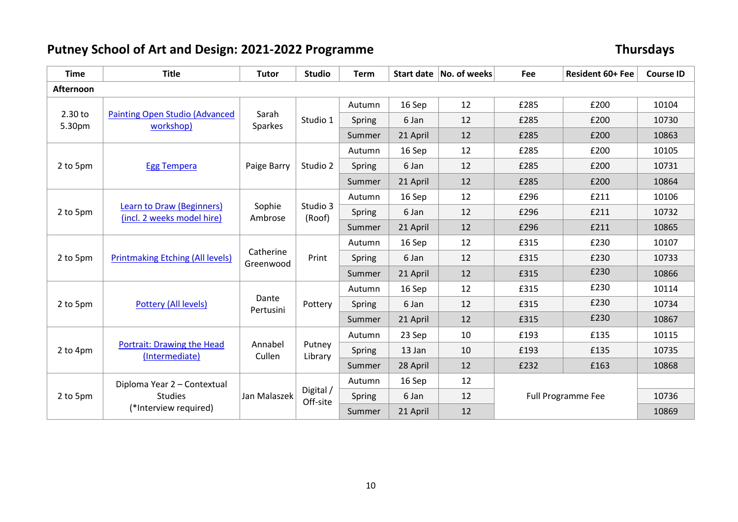# Putney School of Art and Design: 2021-2022 Programme

**Thursdays**

| Time | Title | Tutor | Studio | Term | Start date | No. of weeks | Fee | Resident 60+ Fee | Course ID |
|---|---|---|---|---|---|---|---|---|---|
| **Afternoon** | | | | | | | | | |
| 2.30 to 5.30pm | Painting Open Studio (Advanced workshop) | Sarah Sparkes | Studio 1 | Autumn | 16 Sep | 12 | £285 | £200 | 10104 |
| | | | | Spring | 6 Jan | 12 | £285 | £200 | 10730 |
| | | | | Summer | 21 April | 12 | £285 | £200 | 10863 |
| 2 to 5pm | Egg Tempera | Paige Barry | Studio 2 | Autumn | 16 Sep | 12 | £285 | £200 | 10105 |
| | | | | Spring | 6 Jan | 12 | £285 | £200 | 10731 |
| | | | | Summer | 21 April | 12 | £285 | £200 | 10864 |
| 2 to 5pm | Learn to Draw (Beginners) (incl. 2 weeks model hire) | Sophie Ambrose | Studio 3 (Roof) | Autumn | 16 Sep | 12 | £296 | £211 | 10106 |
| | | | | Spring | 6 Jan | 12 | £296 | £211 | 10732 |
| | | | | Summer | 21 April | 12 | £296 | £211 | 10865 |
| 2 to 5pm | Printmaking Etching (All levels) | Catherine Greenwood | Print | Autumn | 16 Sep | 12 | £315 | £230 | 10107 |
| | | | | Spring | 6 Jan | 12 | £315 | £230 | 10733 |
| | | | | Summer | 21 April | 12 | £315 | £230 | 10866 |
| 2 to 5pm | Pottery (All levels) | Dante Pertusini | Pottery | Autumn | 16 Sep | 12 | £315 | £230 | 10114 |
| | | | | Spring | 6 Jan | 12 | £315 | £230 | 10734 |
| | | | | Summer | 21 April | 12 | £315 | £230 | 10867 |
| 2 to 4pm | Portrait: Drawing the Head (Intermediate) | Annabel Cullen | Putney Library | Autumn | 23 Sep | 10 | £193 | £135 | 10115 |
| | | | | Spring | 13 Jan | 10 | £193 | £135 | 10735 |
| | | | | Summer | 28 April | 12 | £232 | £163 | 10868 |
| 2 to 5pm | Diploma Year 2 – Contextual Studies (*Interview required) | Jan Malaszek | Digital / Off-site | Autumn | 16 Sep | 12 | Full Programme Fee | | |
| | | | | Spring | 6 Jan | 12 | | | 10736 |
| | | | | Summer | 21 April | 12 | | | 10869 |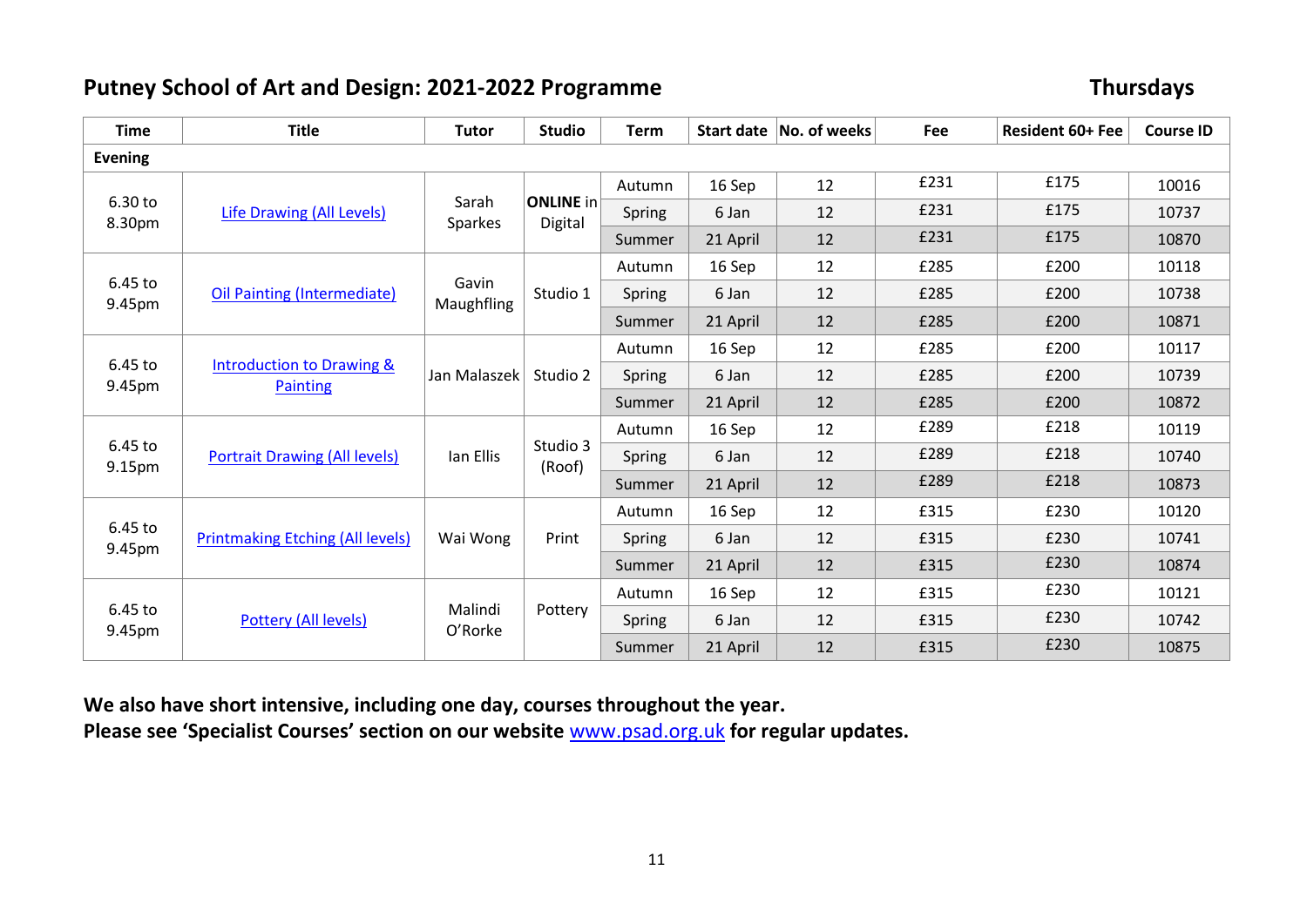## Putney School of Art and Design: 2021-2022 Programme

## Thursdays

| Time | Title | Tutor | Studio | Term | Start date | No. of weeks | Fee | Resident 60+ Fee | Course ID |
|---|---|---|---|---|---|---|---|---|---|
| **Evening** | | | | | | | | | |
| 6.30 to 8.30pm | Life Drawing (All Levels) | Sarah Sparkes | **ONLINE** in Digital | Autumn | 16 Sep | 12 | £231 | £175 | 10016 |
| | | | | Spring | 6 Jan | 12 | £231 | £175 | 10737 |
| | | | | Summer | 21 April | 12 | £231 | £175 | 10870 |
| 6.45 to 9.45pm | Oil Painting (Intermediate) | Gavin Maughfling | Studio 1 | Autumn | 16 Sep | 12 | £285 | £200 | 10118 |
| | | | | Spring | 6 Jan | 12 | £285 | £200 | 10738 |
| | | | | Summer | 21 April | 12 | £285 | £200 | 10871 |
| 6.45 to 9.45pm | Introduction to Drawing & Painting | Jan Malaszek | Studio 2 | Autumn | 16 Sep | 12 | £285 | £200 | 10117 |
| | | | | Spring | 6 Jan | 12 | £285 | £200 | 10739 |
| | | | | Summer | 21 April | 12 | £285 | £200 | 10872 |
| 6.45 to 9.15pm | Portrait Drawing (All levels) | Ian Ellis | Studio 3 (Roof) | Autumn | 16 Sep | 12 | £289 | £218 | 10119 |
| | | | | Spring | 6 Jan | 12 | £289 | £218 | 10740 |
| | | | | Summer | 21 April | 12 | £289 | £218 | 10873 |
| 6.45 to 9.45pm | Printmaking Etching (All levels) | Wai Wong | Print | Autumn | 16 Sep | 12 | £315 | £230 | 10120 |
| | | | | Spring | 6 Jan | 12 | £315 | £230 | 10741 |
| | | | | Summer | 21 April | 12 | £315 | £230 | 10874 |
| 6.45 to 9.45pm | Pottery (All levels) | Malindi O'Rorke | Pottery | Autumn | 16 Sep | 12 | £315 | £230 | 10121 |
| | | | | Spring | 6 Jan | 12 | £315 | £230 | 10742 |
| | | | | Summer | 21 April | 12 | £315 | £230 | 10875 |

**We also have short intensive, including one day, courses throughout the year.**
**Please see 'Specialist Courses' section on our website www.psad.org.uk for regular updates.**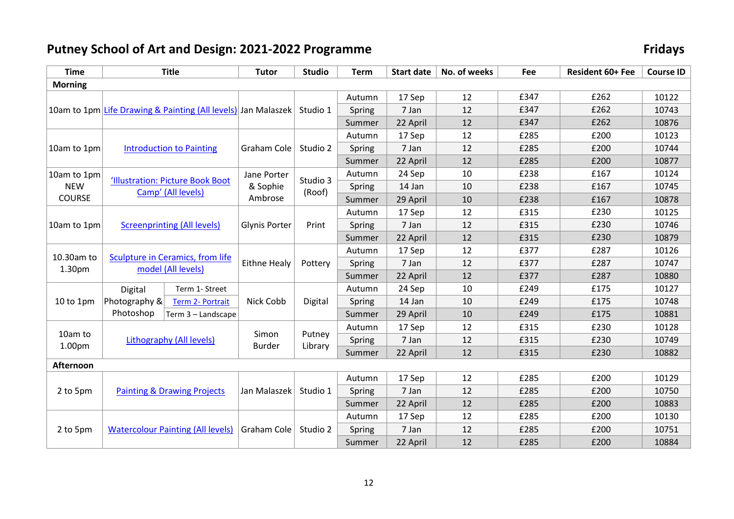# Putney School of Art and Design: 2021-2022 Programme

## Fridays

| Time | Title | Tutor | Studio | Term | Start date | No. of weeks | Fee | Resident 60+ Fee | Course ID |
|---|---|---|---|---|---|---|---|---|---|
| **Morning** | | | | | | | | | |
| 10am to 1pm | Life Drawing & Painting (All levels) | Jan Malaszek | Studio 1 | Autumn | 17 Sep | 12 | £347 | £262 | 10122 |
| | | | | Spring | 7 Jan | 12 | £347 | £262 | 10743 |
| | | | | Summer | 22 April | 12 | £347 | £262 | 10876 |
| 10am to 1pm | Introduction to Painting | Graham Cole | Studio 2 | Autumn | 17 Sep | 12 | £285 | £200 | 10123 |
| | | | | Spring | 7 Jan | 12 | £285 | £200 | 10744 |
| | | | | Summer | 22 April | 12 | £285 | £200 | 10877 |
| 10am to 1pm NEW COURSE | 'Illustration: Picture Book Boot Camp' (All levels) | Jane Porter & Sophie Ambrose | Studio 3 (Roof) | Autumn | 24 Sep | 10 | £238 | £167 | 10124 |
| | | | | Spring | 14 Jan | 10 | £238 | £167 | 10745 |
| | | | | Summer | 29 April | 10 | £238 | £167 | 10878 |
| 10am to 1pm | Screenprinting (All levels) | Glynis Porter | Print | Autumn | 17 Sep | 12 | £315 | £230 | 10125 |
| | | | | Spring | 7 Jan | 12 | £315 | £230 | 10746 |
| | | | | Summer | 22 April | 12 | £315 | £230 | 10879 |
| 10.30am to 1.30pm | Sculpture in Ceramics, from life model (All levels) | Eithne Healy | Pottery | Autumn | 17 Sep | 12 | £377 | £287 | 10126 |
| | | | | Spring | 7 Jan | 12 | £377 | £287 | 10747 |
| | | | | Summer | 22 April | 12 | £377 | £287 | 10880 |
| 10 to 1pm | Digital Photography & Photoshop: Term 1- Street | Nick Cobb | Digital | Autumn | 24 Sep | 10 | £249 | £175 | 10127 |
| | Term 2- Portrait | | | Spring | 14 Jan | 10 | £249 | £175 | 10748 |
| | Term 3 – Landscape | | | Summer | 29 April | 10 | £249 | £175 | 10881 |
| 10am to 1.00pm | Lithography (All levels) | Simon Burder | Putney Library | Autumn | 17 Sep | 12 | £315 | £230 | 10128 |
| | | | | Spring | 7 Jan | 12 | £315 | £230 | 10749 |
| | | | | Summer | 22 April | 12 | £315 | £230 | 10882 |
| **Afternoon** | | | | | | | | | |
| 2 to 5pm | Painting & Drawing Projects | Jan Malaszek | Studio 1 | Autumn | 17 Sep | 12 | £285 | £200 | 10129 |
| | | | | Spring | 7 Jan | 12 | £285 | £200 | 10750 |
| | | | | Summer | 22 April | 12 | £285 | £200 | 10883 |
| 2 to 5pm | Watercolour Painting (All levels) | Graham Cole | Studio 2 | Autumn | 17 Sep | 12 | £285 | £200 | 10130 |
| | | | | Spring | 7 Jan | 12 | £285 | £200 | 10751 |
| | | | | Summer | 22 April | 12 | £285 | £200 | 10884 |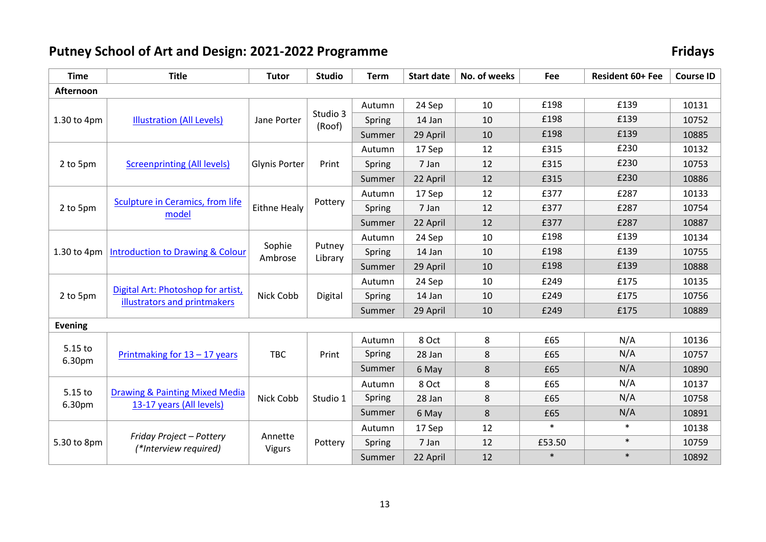# Putney School of Art and Design: 2021-2022 Programme

**Fridays**

| Time | Title | Tutor | Studio | Term | Start date | No. of weeks | Fee | Resident 60+ Fee | Course ID |
|---|---|---|---|---|---|---|---|---|---|
| **Afternoon** | | | | | | | | | |
| 1.30 to 4pm | Illustration (All Levels) | Jane Porter | Studio 3 (Roof) | Autumn | 24 Sep | 10 | £198 | £139 | 10131 |
| | | | | Spring | 14 Jan | 10 | £198 | £139 | 10752 |
| | | | | Summer | 29 April | 10 | £198 | £139 | 10885 |
| 2 to 5pm | Screenprinting (All levels) | Glynis Porter | Print | Autumn | 17 Sep | 12 | £315 | £230 | 10132 |
| | | | | Spring | 7 Jan | 12 | £315 | £230 | 10753 |
| | | | | Summer | 22 April | 12 | £315 | £230 | 10886 |
| 2 to 5pm | Sculpture in Ceramics, from life model | Eithne Healy | Pottery | Autumn | 17 Sep | 12 | £377 | £287 | 10133 |
| | | | | Spring | 7 Jan | 12 | £377 | £287 | 10754 |
| | | | | Summer | 22 April | 12 | £377 | £287 | 10887 |
| 1.30 to 4pm | Introduction to Drawing & Colour | Sophie Ambrose | Putney Library | Autumn | 24 Sep | 10 | £198 | £139 | 10134 |
| | | | | Spring | 14 Jan | 10 | £198 | £139 | 10755 |
| | | | | Summer | 29 April | 10 | £198 | £139 | 10888 |
| 2 to 5pm | Digital Art: Photoshop for artist, illustrators and printmakers | Nick Cobb | Digital | Autumn | 24 Sep | 10 | £249 | £175 | 10135 |
| | | | | Spring | 14 Jan | 10 | £249 | £175 | 10756 |
| | | | | Summer | 29 April | 10 | £249 | £175 | 10889 |
| **Evening** | | | | | | | | | |
| 5.15 to 6.30pm | Printmaking for 13 – 17 years | TBC | Print | Autumn | 8 Oct | 8 | £65 | N/A | 10136 |
| | | | | Spring | 28 Jan | 8 | £65 | N/A | 10757 |
| | | | | Summer | 6 May | 8 | £65 | N/A | 10890 |
| 5.15 to 6.30pm | Drawing & Painting Mixed Media 13-17 years (All levels) | Nick Cobb | Studio 1 | Autumn | 8 Oct | 8 | £65 | N/A | 10137 |
| | | | | Spring | 28 Jan | 8 | £65 | N/A | 10758 |
| | | | | Summer | 6 May | 8 | £65 | N/A | 10891 |
| 5.30 to 8pm | *Friday Project – Pottery (*Interview required)* | Annette Vigurs | Pottery | Autumn | 17 Sep | 12 | * | * | 10138 |
| | | | | Spring | 7 Jan | 12 | £53.50 | * | 10759 |
| | | | | Summer | 22 April | 12 | * | * | 10892 |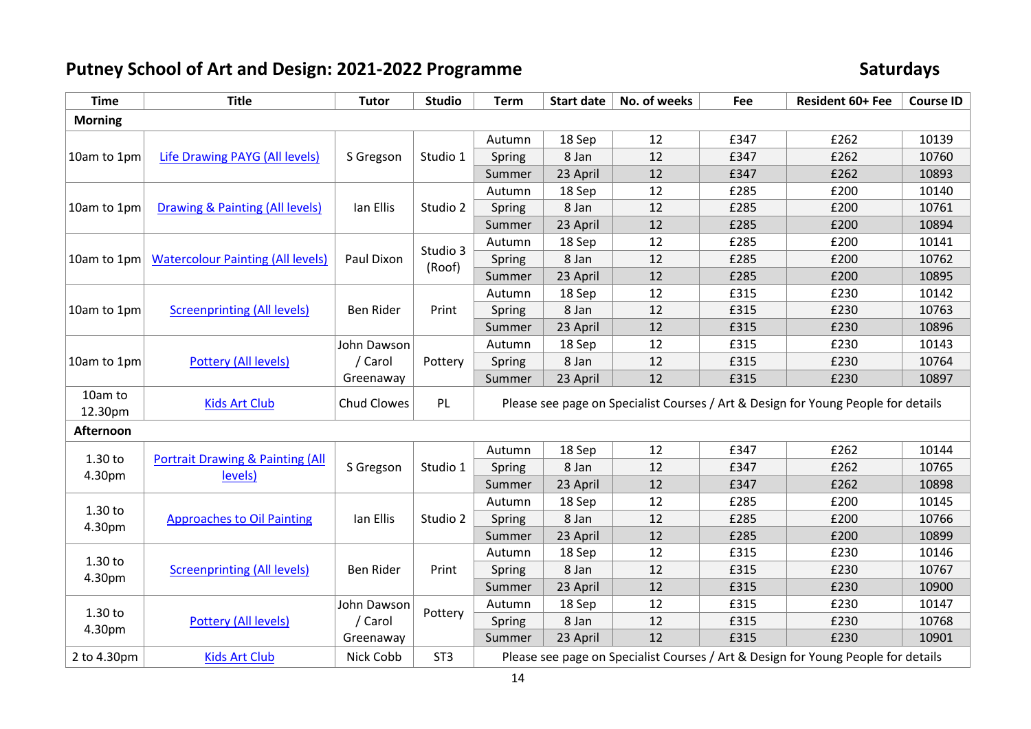# Putney School of Art and Design: 2021-2022 Programme

## Saturdays

| Time | Title | Tutor | Studio | Term | Start date | No. of weeks | Fee | Resident 60+ Fee | Course ID |
|---|---|---|---|---|---|---|---|---|---|
| **Morning** | | | | | | | | | |
| 10am to 1pm | Life Drawing PAYG (All levels) | S Gregson | Studio 1 | Autumn | 18 Sep | 12 | £347 | £262 | 10139 |
| | | | | Spring | 8 Jan | 12 | £347 | £262 | 10760 |
| | | | | Summer | 23 April | 12 | £347 | £262 | 10893 |
| 10am to 1pm | Drawing & Painting (All levels) | Ian Ellis | Studio 2 | Autumn | 18 Sep | 12 | £285 | £200 | 10140 |
| | | | | Spring | 8 Jan | 12 | £285 | £200 | 10761 |
| | | | | Summer | 23 April | 12 | £285 | £200 | 10894 |
| 10am to 1pm | Watercolour Painting (All levels) | Paul Dixon | Studio 3 (Roof) | Autumn | 18 Sep | 12 | £285 | £200 | 10141 |
| | | | | Spring | 8 Jan | 12 | £285 | £200 | 10762 |
| | | | | Summer | 23 April | 12 | £285 | £200 | 10895 |
| 10am to 1pm | Screenprinting (All levels) | Ben Rider | Print | Autumn | 18 Sep | 12 | £315 | £230 | 10142 |
| | | | | Spring | 8 Jan | 12 | £315 | £230 | 10763 |
| | | | | Summer | 23 April | 12 | £315 | £230 | 10896 |
| 10am to 1pm | Pottery (All levels) | John Dawson / Carol Greenaway | Pottery | Autumn | 18 Sep | 12 | £315 | £230 | 10143 |
| | | | | Spring | 8 Jan | 12 | £315 | £230 | 10764 |
| | | | | Summer | 23 April | 12 | £315 | £230 | 10897 |
| 10am to 12.30pm | Kids Art Club | Chud Clowes | PL | Please see page on Specialist Courses / Art & Design for Young People for details | | | | | |
| **Afternoon** | | | | | | | | | |
| 1.30 to 4.30pm | Portrait Drawing & Painting (All levels) | S Gregson | Studio 1 | Autumn | 18 Sep | 12 | £347 | £262 | 10144 |
| | | | | Spring | 8 Jan | 12 | £347 | £262 | 10765 |
| | | | | Summer | 23 April | 12 | £347 | £262 | 10898 |
| 1.30 to 4.30pm | Approaches to Oil Painting | Ian Ellis | Studio 2 | Autumn | 18 Sep | 12 | £285 | £200 | 10145 |
| | | | | Spring | 8 Jan | 12 | £285 | £200 | 10766 |
| | | | | Summer | 23 April | 12 | £285 | £200 | 10899 |
| 1.30 to 4.30pm | Screenprinting (All levels) | Ben Rider | Print | Autumn | 18 Sep | 12 | £315 | £230 | 10146 |
| | | | | Spring | 8 Jan | 12 | £315 | £230 | 10767 |
| | | | | Summer | 23 April | 12 | £315 | £230 | 10900 |
| 1.30 to 4.30pm | Pottery (All levels) | John Dawson / Carol Greenaway | Pottery | Autumn | 18 Sep | 12 | £315 | £230 | 10147 |
| | | | | Spring | 8 Jan | 12 | £315 | £230 | 10768 |
| | | | | Summer | 23 April | 12 | £315 | £230 | 10901 |
| 2 to 4.30pm | Kids Art Club | Nick Cobb | ST3 | Please see page on Specialist Courses / Art & Design for Young People for details | | | | | |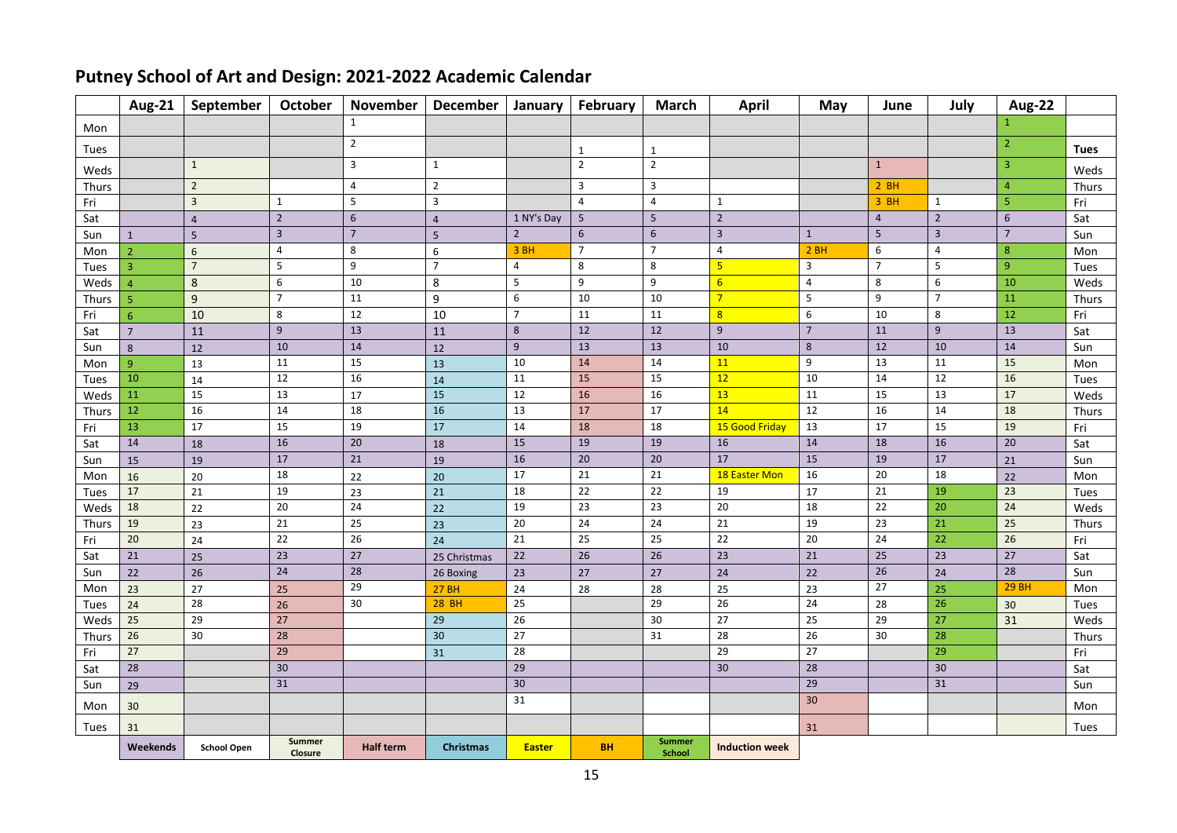# Putney School of Art and Design: 2021-2022 Academic Calendar

| | Aug-21 | September | October | November | December | January | February | March | April | May | June | July | Aug-22 | |
|---|---|---|---|---|---|---|---|---|---|---|---|---|---|---|
| Mon | | | | 1 | | | | | | | | | 1 | |
| Tues | | | | 2 | | | 1 | 1 | | | | | 2 | **Tues** |
| Weds | | 1 | | 3 | 1 | | 2 | 2 | | | 1 | | 3 | Weds |
| Thurs | | 2 | | 4 | 2 | | 3 | 3 | | | 2 BH | | 4 | Thurs |
| Fri | | 3 | 1 | 5 | 3 | | 4 | 4 | 1 | | 3 BH | 1 | 5 | Fri |
| Sat | | 4 | 2 | 6 | 4 | 1 NY's Day | 5 | 5 | 2 | | 4 | 2 | 6 | Sat |
| Sun | 1 | 5 | 3 | 7 | 5 | 2 | 6 | 6 | 3 | 1 | 5 | 3 | 7 | Sun |
| Mon | 2 | 6 | 4 | 8 | 6 | 3 BH | 7 | 7 | 4 | 2 BH | 6 | 4 | 8 | Mon |
| Tues | 3 | 7 | 5 | 9 | 7 | 4 | 8 | 8 | 5 | 3 | 7 | 5 | 9 | Tues |
| Weds | 4 | 8 | 6 | 10 | 8 | 5 | 9 | 9 | 6 | 4 | 8 | 6 | 10 | Weds |
| Thurs | 5 | 9 | 7 | 11 | 9 | 6 | 10 | 10 | 7 | 5 | 9 | 7 | 11 | Thurs |
| Fri | 6 | 10 | 8 | 12 | 10 | 7 | 11 | 11 | 8 | 6 | 10 | 8 | 12 | Fri |
| Sat | 7 | 11 | 9 | 13 | 11 | 8 | 12 | 12 | 9 | 7 | 11 | 9 | 13 | Sat |
| Sun | 8 | 12 | 10 | 14 | 12 | 9 | 13 | 13 | 10 | 8 | 12 | 10 | 14 | Sun |
| Mon | 9 | 13 | 11 | 15 | 13 | 10 | 14 | 14 | 11 | 9 | 13 | 11 | 15 | Mon |
| Tues | 10 | 14 | 12 | 16 | 14 | 11 | 15 | 15 | 12 | 10 | 14 | 12 | 16 | Tues |
| Weds | 11 | 15 | 13 | 17 | 15 | 12 | 16 | 16 | 13 | 11 | 15 | 13 | 17 | Weds |
| Thurs | 12 | 16 | 14 | 18 | 16 | 13 | 17 | 17 | 14 | 12 | 16 | 14 | 18 | Thurs |
| Fri | 13 | 17 | 15 | 19 | 17 | 14 | 18 | 18 | 15 Good Friday | 13 | 17 | 15 | 19 | Fri |
| Sat | 14 | 18 | 16 | 20 | 18 | 15 | 19 | 19 | 16 | 14 | 18 | 16 | 20 | Sat |
| Sun | 15 | 19 | 17 | 21 | 19 | 16 | 20 | 20 | 17 | 15 | 19 | 17 | 21 | Sun |
| Mon | 16 | 20 | 18 | 22 | 20 | 17 | 21 | 21 | 18 Easter Mon | 16 | 20 | 18 | 22 | Mon |
| Tues | 17 | 21 | 19 | 23 | 21 | 18 | 22 | 22 | 19 | 17 | 21 | 19 | 23 | Tues |
| Weds | 18 | 22 | 20 | 24 | 22 | 19 | 23 | 23 | 20 | 18 | 22 | 20 | 24 | Weds |
| Thurs | 19 | 23 | 21 | 25 | 23 | 20 | 24 | 24 | 21 | 19 | 23 | 21 | 25 | Thurs |
| Fri | 20 | 24 | 22 | 26 | 24 | 21 | 25 | 25 | 22 | 20 | 24 | 22 | 26 | Fri |
| Sat | 21 | 25 | 23 | 27 | 25 Christmas | 22 | 26 | 26 | 23 | 21 | 25 | 23 | 27 | Sat |
| Sun | 22 | 26 | 24 | 28 | 26 Boxing | 23 | 27 | 27 | 24 | 22 | 26 | 24 | 28 | Sun |
| Mon | 23 | 27 | 25 | 29 | 27 BH | 24 | 28 | 28 | 25 | 23 | 27 | 25 | 29 BH | Mon |
| Tues | 24 | 28 | 26 | 30 | 28 BH | 25 | | 29 | 26 | 24 | 28 | 26 | 30 | Tues |
| Weds | 25 | 29 | 27 | | 29 | 26 | | 30 | 27 | 25 | 29 | 27 | 31 | Weds |
| Thurs | 26 | 30 | 28 | | 30 | 27 | | 31 | 28 | 26 | 30 | 28 | | Thurs |
| Fri | 27 | | 29 | | 31 | 28 | | | 29 | 27 | | 29 | | Fri |
| Sat | 28 | | 30 | | | 29 | | | 30 | 28 | | 30 | | Sat |
| Sun | 29 | | 31 | | | 30 | | | | 29 | | 31 | | Sun |
| Mon | 30 | | | | | 31 | | | | 30 | | | | Mon |
| Tues | 31 | | | | | | | | | 31 | | | | Tues |

| Weekends | School Open | Summer Closure | Half term | Christmas | Easter | BH | Summer School | Induction week |
|---|---|---|---|---|---|---|---|---|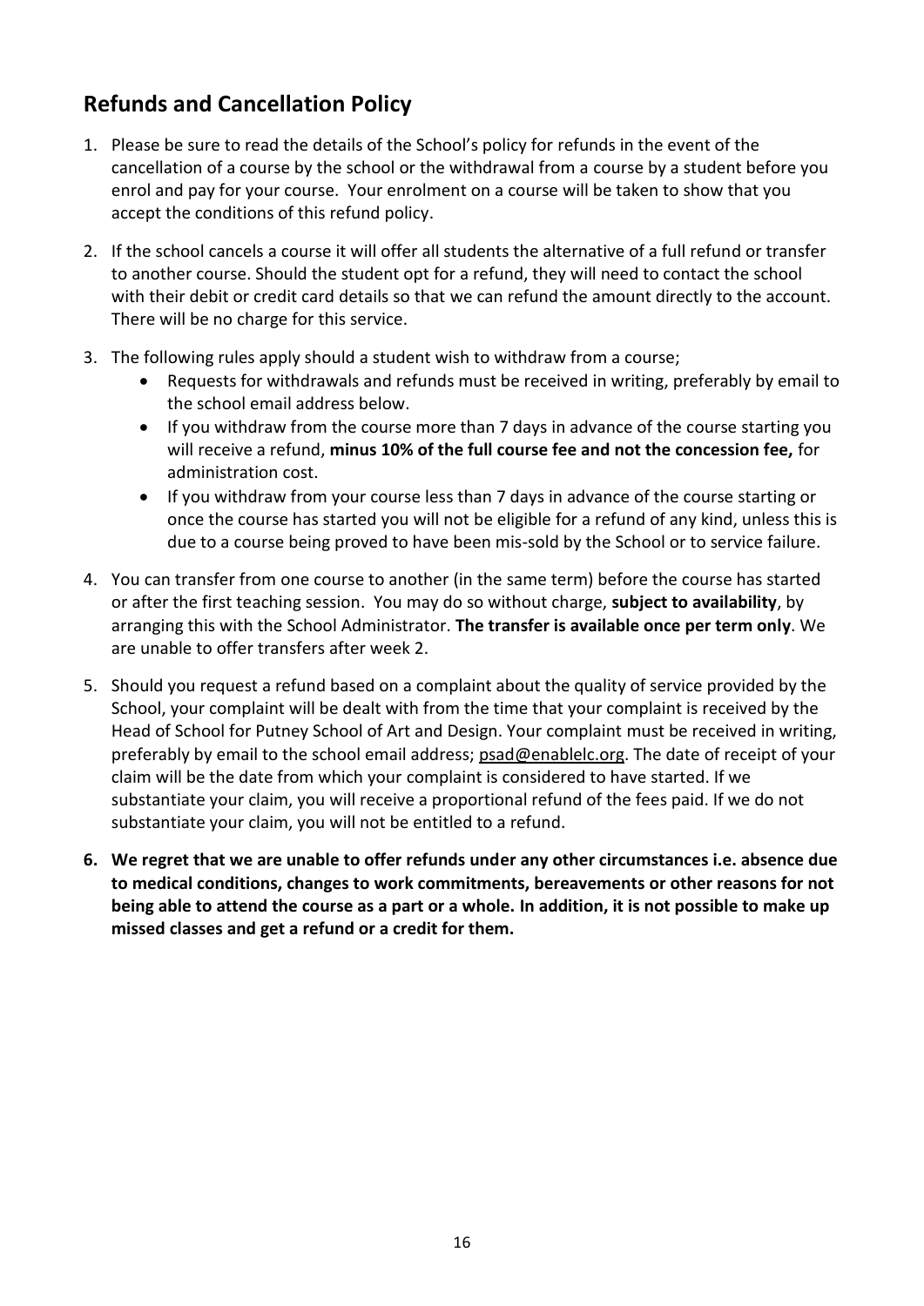## Refunds and Cancellation Policy

1. Please be sure to read the details of the School's policy for refunds in the event of the cancellation of a course by the school or the withdrawal from a course by a student before you enrol and pay for your course. Your enrolment on a course will be taken to show that you accept the conditions of this refund policy.

2. If the school cancels a course it will offer all students the alternative of a full refund or transfer to another course. Should the student opt for a refund, they will need to contact the school with their debit or credit card details so that we can refund the amount directly to the account. There will be no charge for this service.

3. The following rules apply should a student wish to withdraw from a course;
   - Requests for withdrawals and refunds must be received in writing, preferably by email to the school email address below.
   - If you withdraw from the course more than 7 days in advance of the course starting you will receive a refund, **minus 10% of the full course fee and not the concession fee,** for administration cost.
   - If you withdraw from your course less than 7 days in advance of the course starting or once the course has started you will not be eligible for a refund of any kind, unless this is due to a course being proved to have been mis-sold by the School or to service failure.

4. You can transfer from one course to another (in the same term) before the course has started or after the first teaching session. You may do so without charge, **subject to availability**, by arranging this with the School Administrator. **The transfer is available once per term only**. We are unable to offer transfers after week 2.

5. Should you request a refund based on a complaint about the quality of service provided by the School, your complaint will be dealt with from the time that your complaint is received by the Head of School for Putney School of Art and Design. Your complaint must be received in writing, preferably by email to the school email address; psad@enablelc.org. The date of receipt of your claim will be the date from which your complaint is considered to have started. If we substantiate your claim, you will receive a proportional refund of the fees paid. If we do not substantiate your claim, you will not be entitled to a refund.

6. **We regret that we are unable to offer refunds under any other circumstances i.e. absence due to medical conditions, changes to work commitments, bereavements or other reasons for not being able to attend the course as a part or a whole. In addition, it is not possible to make up missed classes and get a refund or a credit for them.**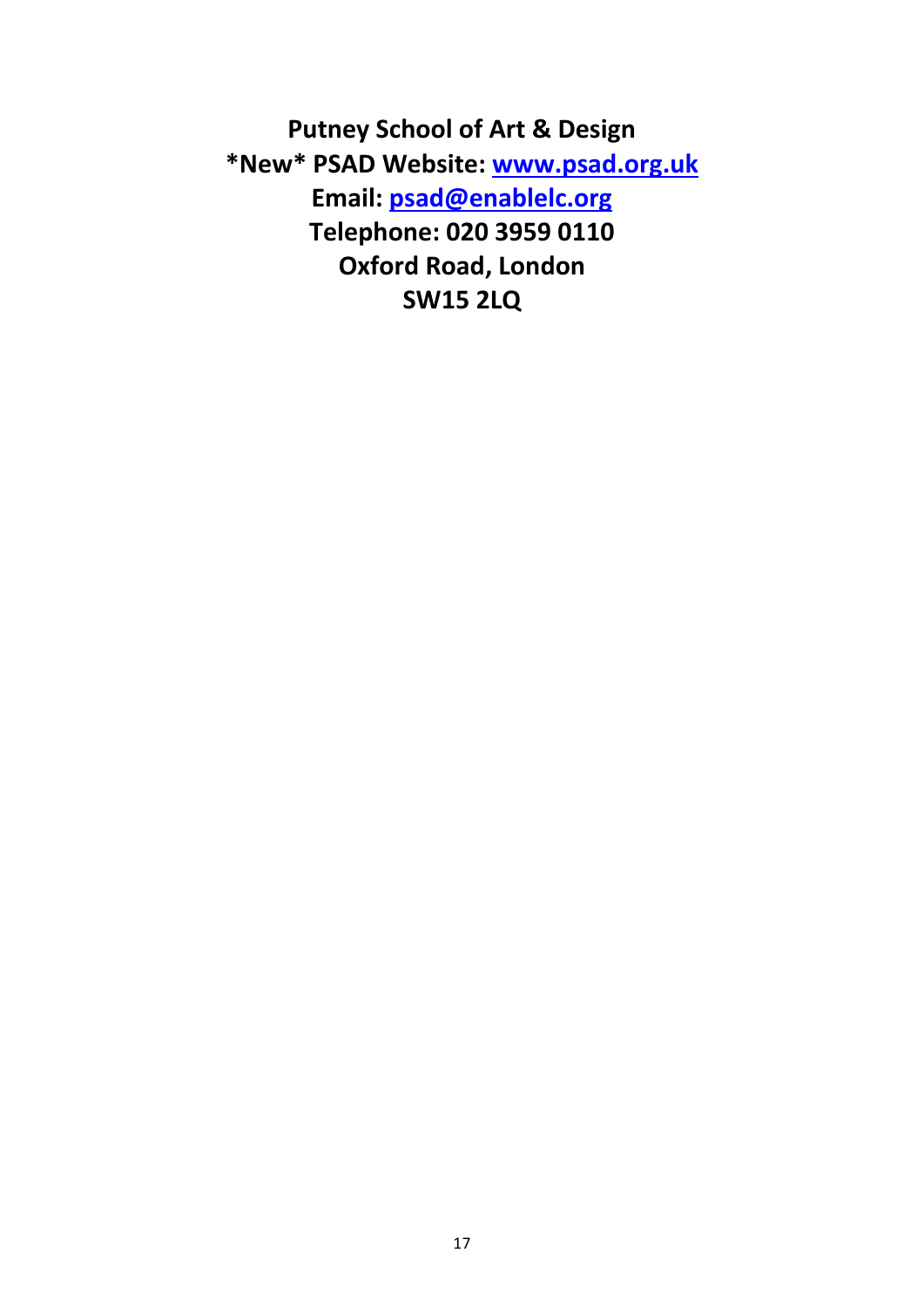**Putney School of Art & Design**

***New* PSAD Website: [www.psad.org.uk](http://www.psad.org.uk)**

**Email: [psad@enablelc.org](mailto:psad@enablelc.org)**

**Telephone: 020 3959 0110**

**Oxford Road, London**

**SW15 2LQ**